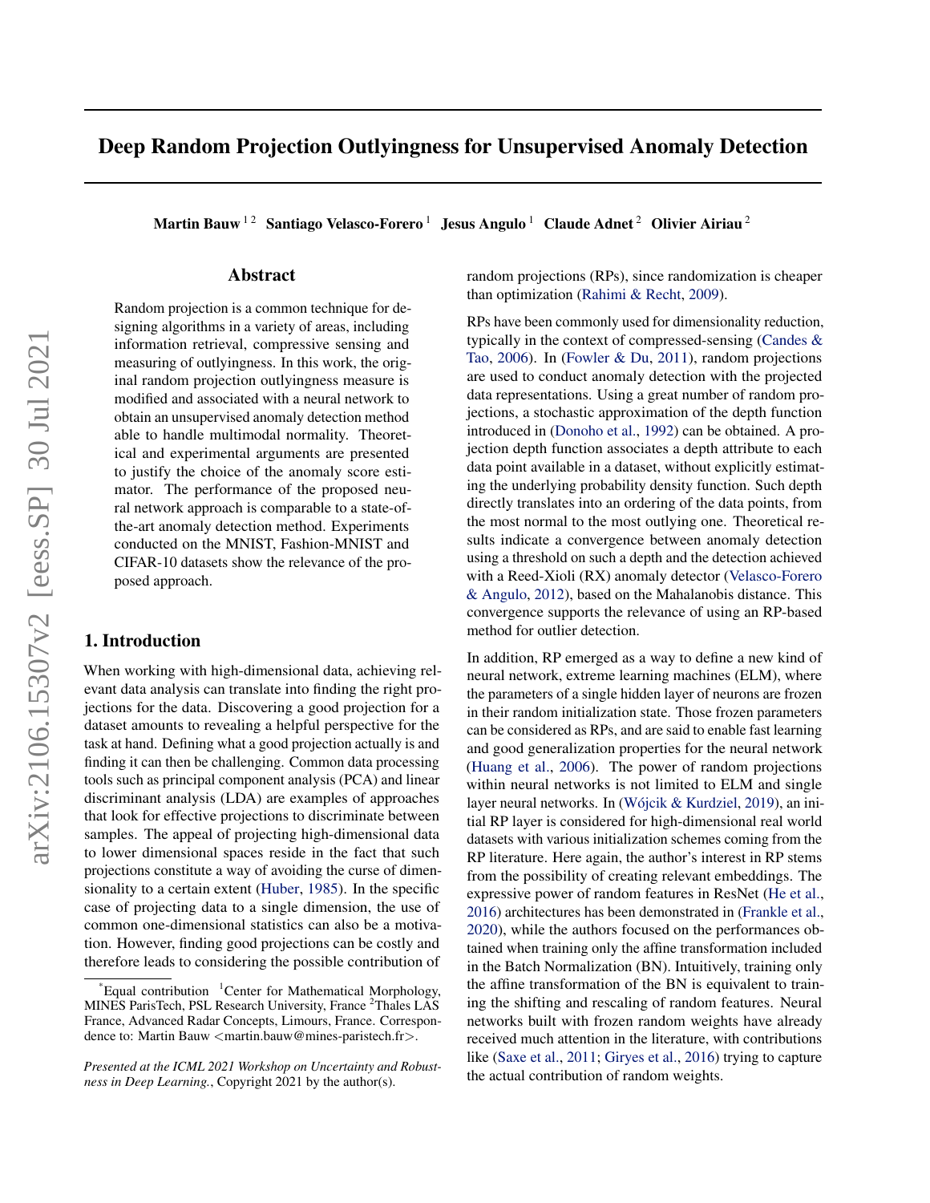# Deep Random Projection Outlyingness for Unsupervised Anomaly Detection

**Martin Bauw** [1,2] **Santiago Velasco-Forero** [1] **Jesus Angulo** [1] **Claude Adnet** [2] **Olivier Airiau** [2]

## Abstract

Random projection is a common technique for designing algorithms in a variety of areas, including information retrieval, compressive sensing and measuring of outlyingness. In this work, the original random projection outlyingness measure is modified and associated with a neural network to obtain an unsupervised anomaly detection method able to handle multimodal normality. Theoretical and experimental arguments are presented to justify the choice of the anomaly score estimator. The performance of the proposed neural network approach is comparable to a state-of-the-art anomaly detection method. Experiments conducted on the MNIST, Fashion-MNIST and CIFAR-10 datasets show the relevance of the proposed approach.

## 1. Introduction

When working with high-dimensional data, achieving relevant data analysis can translate into finding the right projections for the data. Discovering a good projection for a dataset amounts to revealing a helpful perspective for the task at hand. Defining what a good projection actually is and finding it can then be challenging. Common data processing tools such as principal component analysis (PCA) and linear discriminant analysis (LDA) are examples of approaches that look for effective projections to discriminate between samples. The appeal of projecting high-dimensional data to lower dimensional spaces reside in the fact that such projections constitute a way of avoiding the curse of dimensionality to a certain extent (Huber, 1985). In the specific case of projecting data to a single dimension, the use of common one-dimensional statistics can also be a motivation. However, finding good projections can be costly and therefore leads to considering the possible contribution of random projections (RPs), since randomization is cheaper than optimization (Rahimi & Recht, 2009).

RPs have been commonly used for dimensionality reduction, typically in the context of compressed-sensing (Candes & Tao, 2006). In (Fowler & Du, 2011), random projections are used to conduct anomaly detection with the projected data representations. Using a great number of random projections, a stochastic approximation of the depth function introduced in (Donoho et al., 1992) can be obtained. A projection depth function associates a depth attribute to each data point available in a dataset, without explicitly estimating the underlying probability density function. Such depth directly translates into an ordering of the data points, from the most normal to the most outlying one. Theoretical results indicate a convergence between anomaly detection using a threshold on such a depth and the detection achieved with a Reed-Xioli (RX) anomaly detector (Velasco-Forero & Angulo, 2012), based on the Mahalanobis distance. This convergence supports the relevance of using an RP-based method for outlier detection.

In addition, RP emerged as a way to define a new kind of neural network, extreme learning machines (ELM), where the parameters of a single hidden layer of neurons are frozen in their random initialization state. Those frozen parameters can be considered as RPs, and are said to enable fast learning and good generalization properties for the neural network (Huang et al., 2006). The power of random projections within neural networks is not limited to ELM and single layer neural networks. In (Wójcik & Kurdziel, 2019), an initial RP layer is considered for high-dimensional real world datasets with various initialization schemes coming from the RP literature. Here again, the author's interest in RP stems from the possibility of creating relevant embeddings. The expressive power of random features in ResNet (He et al., 2016) architectures has been demonstrated in (Frankle et al., 2020), while the authors focused on the performances obtained when training only the affine transformation included in the Batch Normalization (BN). Intuitively, training only the affine transformation of the BN is equivalent to training the shifting and rescaling of random features. Neural networks built with frozen random weights have already received much attention in the literature, with contributions like (Saxe et al., 2011; Giryes et al., 2016) trying to capture the actual contribution of random weights.

---

*Equal contribution [1]Center for Mathematical Morphology, MINES ParisTech, PSL Research University, France [2]Thales LAS France, Advanced Radar Concepts, Limours, France. Correspondence to: Martin Bauw <martin.bauw@mines-paristech.fr>.

*Presented at the ICML 2021 Workshop on Uncertainty and Robustness in Deep Learning.*, Copyright 2021 by the author(s).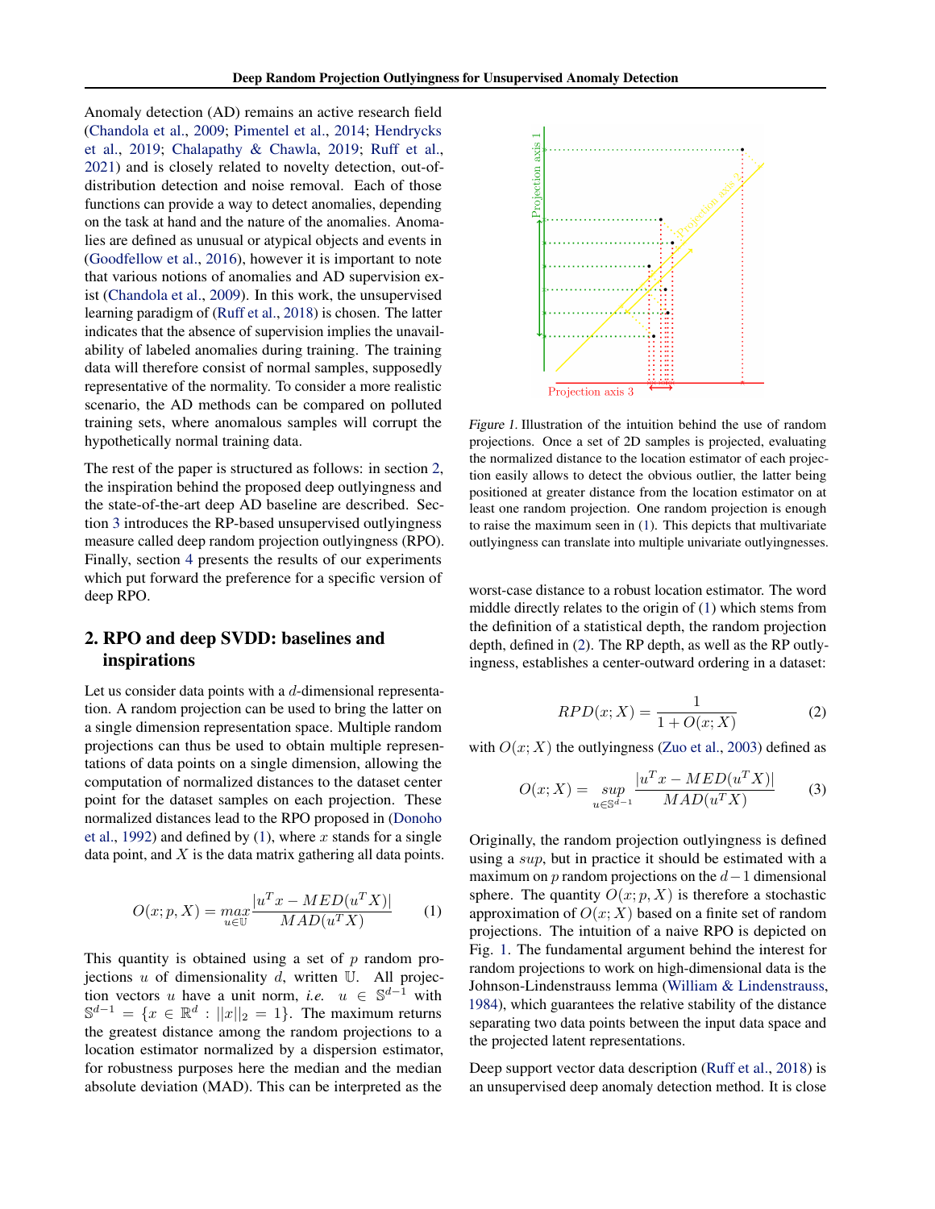Anomaly detection (AD) remains an active research field (Chandola et al., 2009; Pimentel et al., 2014; Hendrycks et al., 2019; Chalapathy & Chawla, 2019; Ruff et al., 2021) and is closely related to novelty detection, out-of-distribution detection and noise removal. Each of those functions can provide a way to detect anomalies, depending on the task at hand and the nature of the anomalies. Anomalies are defined as unusual or atypical objects and events in (Goodfellow et al., 2016), however it is important to note that various notions of anomalies and AD supervision exist (Chandola et al., 2009). In this work, the unsupervised learning paradigm of (Ruff et al., 2018) is chosen. The latter indicates that the absence of supervision implies the unavailability of labeled anomalies during training. The training data will therefore consist of normal samples, supposedly representative of the normality. To consider a more realistic scenario, the AD methods can be compared on polluted training sets, where anomalous samples will corrupt the hypothetically normal training data.

The rest of the paper is structured as follows: in section 2, the inspiration behind the proposed deep outlyingness and the state-of-the-art deep AD baseline are described. Section 3 introduces the RP-based unsupervised outlyingness measure called deep random projection outlyingness (RPO). Finally, section 4 presents the results of our experiments which put forward the preference for a specific version of deep RPO.

## 2. RPO and deep SVDD: baselines and inspirations

Let us consider data points with a $d$-dimensional representation. A random projection can be used to bring the latter on a single dimension representation space. Multiple random projections can thus be used to obtain multiple representations of data points on a single dimension, allowing the computation of normalized distances to the dataset center point for the dataset samples on each projection. These normalized distances lead to the RPO proposed in (Donoho et al., 1992) and defined by (1), where $x$ stands for a single data point, and $X$ is the data matrix gathering all data points.

$$O(x; p, X) = \max_{u \in \mathbb{U}} \frac{|u^T x - MED(u^T X)|}{MAD(u^T X)} \tag{1}$$

This quantity is obtained using a set of $p$ random projections $u$ of dimensionality $d$, written $\mathbb{U}$. All projection vectors $u$ have a unit norm, *i.e.* $u \in \mathbb{S}^{d-1}$ with $\mathbb{S}^{d-1} = \{x \in \mathbb{R}^d : ||x||_2 = 1\}$. The maximum returns the greatest distance among the random projections to a location estimator normalized by a dispersion estimator, for robustness purposes here the median and the median absolute deviation (MAD). This can be interpreted as the worst-case distance to a robust location estimator. The word middle directly relates to the origin of (1) which stems from the definition of a statistical depth, the random projection depth, defined in (2). The RP depth, as well as the RP outlyingness, establishes a center-outward ordering in a dataset:

*Figure 1.* Illustration of the intuition behind the use of random projections. Once a set of 2D samples is projected, evaluating the normalized distance to the location estimator of each projection easily allows to detect the obvious outlier, the latter being positioned at greater distance from the location estimator on at least one random projection. One random projection is enough to raise the maximum seen in (1). This depicts that multivariate outlyingness can translate into multiple univariate outlyingnesses.

$$RPD(x; X) = \frac{1}{1 + O(x; X)} \tag{2}$$

with $O(x; X)$ the outlyingness (Zuo et al., 2003) defined as

$$O(x; X) = \sup_{u \in \mathbb{S}^{d-1}} \frac{|u^T x - MED(u^T X)|}{MAD(u^T X)} \tag{3}$$

Originally, the random projection outlyingness is defined using a $sup$, but in practice it should be estimated with a maximum on $p$ random projections on the $d-1$ dimensional sphere. The quantity $O(x; p, X)$ is therefore a stochastic approximation of $O(x; X)$ based on a finite set of random projections. The intuition of a naive RPO is depicted on Fig. 1. The fundamental argument behind the interest for random projections to work on high-dimensional data is the Johnson-Lindenstrauss lemma (William & Lindenstrauss, 1984), which guarantees the relative stability of the distance separating two data points between the input data space and the projected latent representations.

Deep support vector data description (Ruff et al., 2018) is an unsupervised deep anomaly detection method. It is close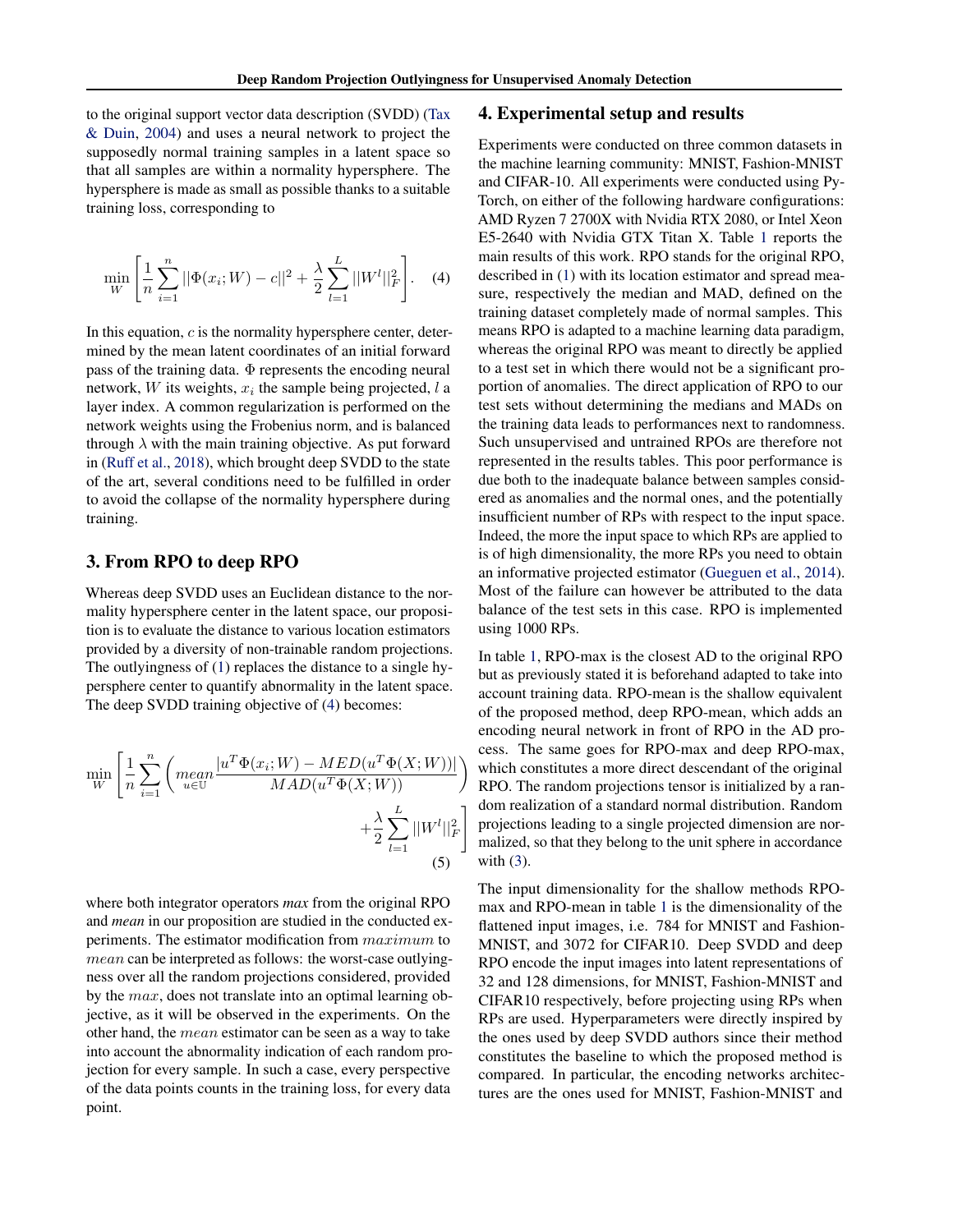to the original support vector data description (SVDD) (Tax & Duin, 2004) and uses a neural network to project the supposedly normal training samples in a latent space so that all samples are within a normality hypersphere. The hypersphere is made as small as possible thanks to a suitable training loss, corresponding to

$$\min_{W} \left[ \frac{1}{n} \sum_{i=1}^{n} ||\Phi(x_i; W) - c||^2 + \frac{\lambda}{2} \sum_{l=1}^{L} ||W^l||_F^2 \right]. \quad (4)$$

In this equation, $c$ is the normality hypersphere center, determined by the mean latent coordinates of an initial forward pass of the training data. $\Phi$ represents the encoding neural network, $W$ its weights, $x_i$ the sample being projected, $l$ a layer index. A common regularization is performed on the network weights using the Frobenius norm, and is balanced through $\lambda$ with the main training objective. As put forward in (Ruff et al., 2018), which brought deep SVDD to the state of the art, several conditions need to be fulfilled in order to avoid the collapse of the normality hypersphere during training.

## 3. From RPO to deep RPO

Whereas deep SVDD uses an Euclidean distance to the normality hypersphere center in the latent space, our proposition is to evaluate the distance to various location estimators provided by a diversity of non-trainable random projections. The outlyingness of (1) replaces the distance to a single hypersphere center to quantify abnormality in the latent space. The deep SVDD training objective of (4) becomes:

$$\min_{W} \left[ \frac{1}{n} \sum_{i=1}^{n} \left( \underset{u \in \mathbb{U}}{mean} \frac{|u^T \Phi(x_i; W) - MED(u^T \Phi(X; W))|}{MAD(u^T \Phi(X; W))} \right) + \frac{\lambda}{2} \sum_{l=1}^{L} ||W^l||_F^2 \right] \quad (5)$$

where both integrator operators *max* from the original RPO and *mean* in our proposition are studied in the conducted experiments. The estimator modification from $maximum$ to $mean$ can be interpreted as follows: the worst-case outlyingness over all the random projections considered, provided by the $max$, does not translate into an optimal learning objective, as it will be observed in the experiments. On the other hand, the $mean$ estimator can be seen as a way to take into account the abnormality indication of each random projection for every sample. In such a case, every perspective of the data points counts in the training loss, for every data point.

## 4. Experimental setup and results

Experiments were conducted on three common datasets in the machine learning community: MNIST, Fashion-MNIST and CIFAR-10. All experiments were conducted using PyTorch, on either of the following hardware configurations: AMD Ryzen 7 2700X with Nvidia RTX 2080, or Intel Xeon E5-2640 with Nvidia GTX Titan X. Table 1 reports the main results of this work. RPO stands for the original RPO, described in (1) with its location estimator and spread measure, respectively the median and MAD, defined on the training dataset completely made of normal samples. This means RPO is adapted to a machine learning data paradigm, whereas the original RPO was meant to directly be applied to a test set in which there would not be a significant proportion of anomalies. The direct application of RPO to our test sets without determining the medians and MADs on the training data leads to performances next to randomness. Such unsupervised and untrained RPOs are therefore not represented in the results tables. This poor performance is due both to the inadequate balance between samples considered as anomalies and the normal ones, and the potentially insufficient number of RPs with respect to the input space. Indeed, the more the input space to which RPs are applied to is of high dimensionality, the more RPs you need to obtain an informative projected estimator (Gueguen et al., 2014). Most of the failure can however be attributed to the data balance of the test sets in this case. RPO is implemented using 1000 RPs.

In table 1, RPO-max is the closest AD to the original RPO but as previously stated it is beforehand adapted to take into account training data. RPO-mean is the shallow equivalent of the proposed method, deep RPO-mean, which adds an encoding neural network in front of RPO in the AD process. The same goes for RPO-max and deep RPO-max, which constitutes a more direct descendant of the original RPO. The random projections tensor is initialized by a random realization of a standard normal distribution. Random projections leading to a single projected dimension are normalized, so that they belong to the unit sphere in accordance with (3).

The input dimensionality for the shallow methods RPO-max and RPO-mean in table 1 is the dimensionality of the flattened input images, i.e. 784 for MNIST and Fashion-MNIST, and 3072 for CIFAR10. Deep SVDD and deep RPO encode the input images into latent representations of 32 and 128 dimensions, for MNIST, Fashion-MNIST and CIFAR10 respectively, before projecting using RPs when RPs are used. Hyperparameters were directly inspired by the ones used by deep SVDD authors since their method constitutes the baseline to which the proposed method is compared. In particular, the encoding networks architectures are the ones used for MNIST, Fashion-MNIST and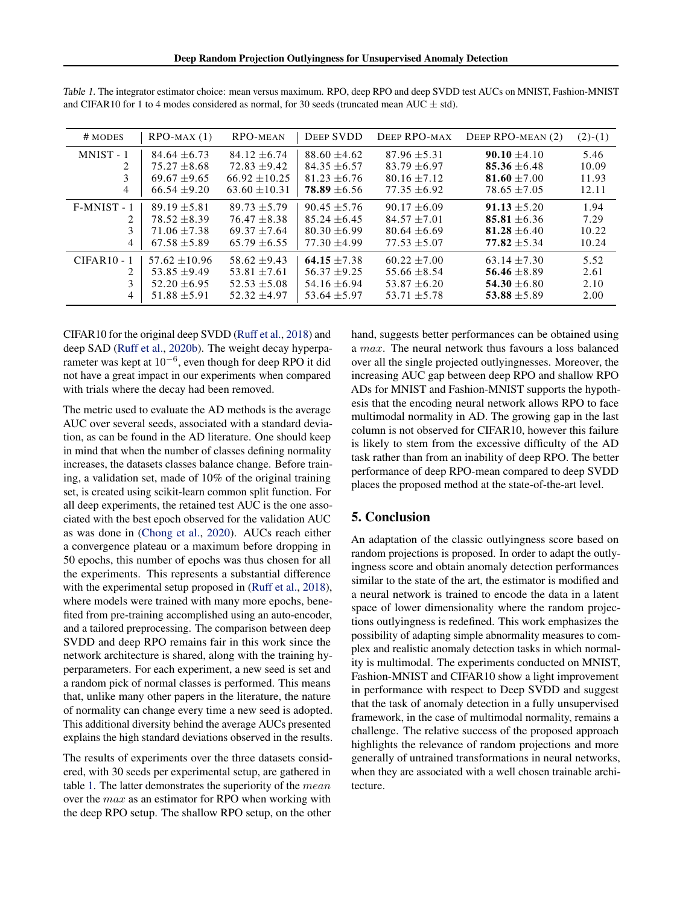Table 1. The integrator estimator choice: mean versus maximum. RPO, deep RPO and deep SVDD test AUCs on MNIST, Fashion-MNIST and CIFAR10 for 1 to 4 modes considered as normal, for 30 seeds (truncated mean AUC ± std).

| # MODES | RPO-MAX (1) | RPO-MEAN | DEEP SVDD | DEEP RPO-MAX | DEEP RPO-MEAN (2) | (2)-(1) |
|---|---|---|---|---|---|---|
| MNIST - 1 | 84.64 ±6.73 | 84.12 ±6.74 | 88.60 ±4.62 | 87.96 ±5.31 | **90.10** ±4.10 | 5.46 |
| 2 | 75.27 ±8.68 | 72.83 ±9.42 | 84.35 ±6.57 | 83.79 ±6.97 | **85.36** ±6.48 | 10.09 |
| 3 | 69.67 ±9.65 | 66.92 ±10.25 | 81.23 ±6.76 | 80.16 ±7.12 | **81.60** ±7.00 | 11.93 |
| 4 | 66.54 ±9.20 | 63.60 ±10.31 | **78.89** ±6.56 | 77.35 ±6.92 | 78.65 ±7.05 | 12.11 |
| F-MNIST - 1 | 89.19 ±5.81 | 89.73 ±5.79 | 90.45 ±5.76 | 90.17 ±6.09 | **91.13** ±5.20 | 1.94 |
| 2 | 78.52 ±8.39 | 76.47 ±8.38 | 85.24 ±6.45 | 84.57 ±7.01 | **85.81** ±6.36 | 7.29 |
| 3 | 71.06 ±7.38 | 69.37 ±7.64 | 80.30 ±6.99 | 80.64 ±6.69 | **81.28** ±6.40 | 10.22 |
| 4 | 67.58 ±5.89 | 65.79 ±6.55 | 77.30 ±4.99 | 77.53 ±5.07 | **77.82** ±5.34 | 10.24 |
| CIFAR10 - 1 | 57.62 ±10.96 | 58.62 ±9.43 | **64.15** ±7.38 | 60.22 ±7.00 | 63.14 ±7.30 | 5.52 |
| 2 | 53.85 ±9.49 | 53.81 ±7.61 | 56.37 ±9.25 | 55.66 ±8.54 | **56.46** ±8.89 | 2.61 |
| 3 | 52.20 ±6.95 | 52.53 ±5.08 | 54.16 ±6.94 | 53.87 ±6.20 | **54.30** ±6.80 | 2.10 |
| 4 | 51.88 ±5.91 | 52.32 ±4.97 | 53.64 ±5.97 | 53.71 ±5.78 | **53.88** ±5.89 | 2.00 |

CIFAR10 for the original deep SVDD (Ruff et al., 2018) and deep SAD (Ruff et al., 2020b). The weight decay hyperparameter was kept at $10^{-6}$, even though for deep RPO it did not have a great impact in our experiments when compared with trials where the decay had been removed.

The metric used to evaluate the AD methods is the average AUC over several seeds, associated with a standard deviation, as can be found in the AD literature. One should keep in mind that when the number of classes defining normality increases, the datasets classes balance change. Before training, a validation set, made of 10% of the original training set, is created using scikit-learn common split function. For all deep experiments, the retained test AUC is the one associated with the best epoch observed for the validation AUC as was done in (Chong et al., 2020). AUCs reach either a convergence plateau or a maximum before dropping in 50 epochs, this number of epochs was thus chosen for all the experiments. This represents a substantial difference with the experimental setup proposed in (Ruff et al., 2018), where models were trained with many more epochs, benefited from pre-training accomplished using an auto-encoder, and a tailored preprocessing. The comparison between deep SVDD and deep RPO remains fair in this work since the network architecture is shared, along with the training hyperparameters. For each experiment, a new seed is set and a random pick of normal classes is performed. This means that, unlike many other papers in the literature, the nature of normality can change every time a new seed is adopted. This additional diversity behind the average AUCs presented explains the high standard deviations observed in the results.

The results of experiments over the three datasets considered, with 30 seeds per experimental setup, are gathered in table 1. The latter demonstrates the superiority of the $mean$ over the $max$ as an estimator for RPO when working with the deep RPO setup. The shallow RPO setup, on the other hand, suggests better performances can be obtained using a $max$. The neural network thus favours a loss balanced over all the single projected outlyingnesses. Moreover, the increasing AUC gap between deep RPO and shallow RPO ADs for MNIST and Fashion-MNIST supports the hypothesis that the encoding neural network allows RPO to face multimodal normality in AD. The growing gap in the last column is not observed for CIFAR10, however this failure is likely to stem from the excessive difficulty of the AD task rather than from an inability of deep RPO. The better performance of deep RPO-mean compared to deep SVDD places the proposed method at the state-of-the-art level.

## 5. Conclusion

An adaptation of the classic outlyingness score based on random projections is proposed. In order to adapt the outlyingness score and obtain anomaly detection performances similar to the state of the art, the estimator is modified and a neural network is trained to encode the data in a latent space of lower dimensionality where the random projections outlyingness is redefined. This work emphasizes the possibility of adapting simple abnormality measures to complex and realistic anomaly detection tasks in which normality is multimodal. The experiments conducted on MNIST, Fashion-MNIST and CIFAR10 show a light improvement in performance with respect to Deep SVDD and suggest that the task of anomaly detection in a fully unsupervised framework, in the case of multimodal normality, remains a challenge. The relative success of the proposed approach highlights the relevance of random projections and more generally of untrained transformations in neural networks, when they are associated with a well chosen trainable architecture.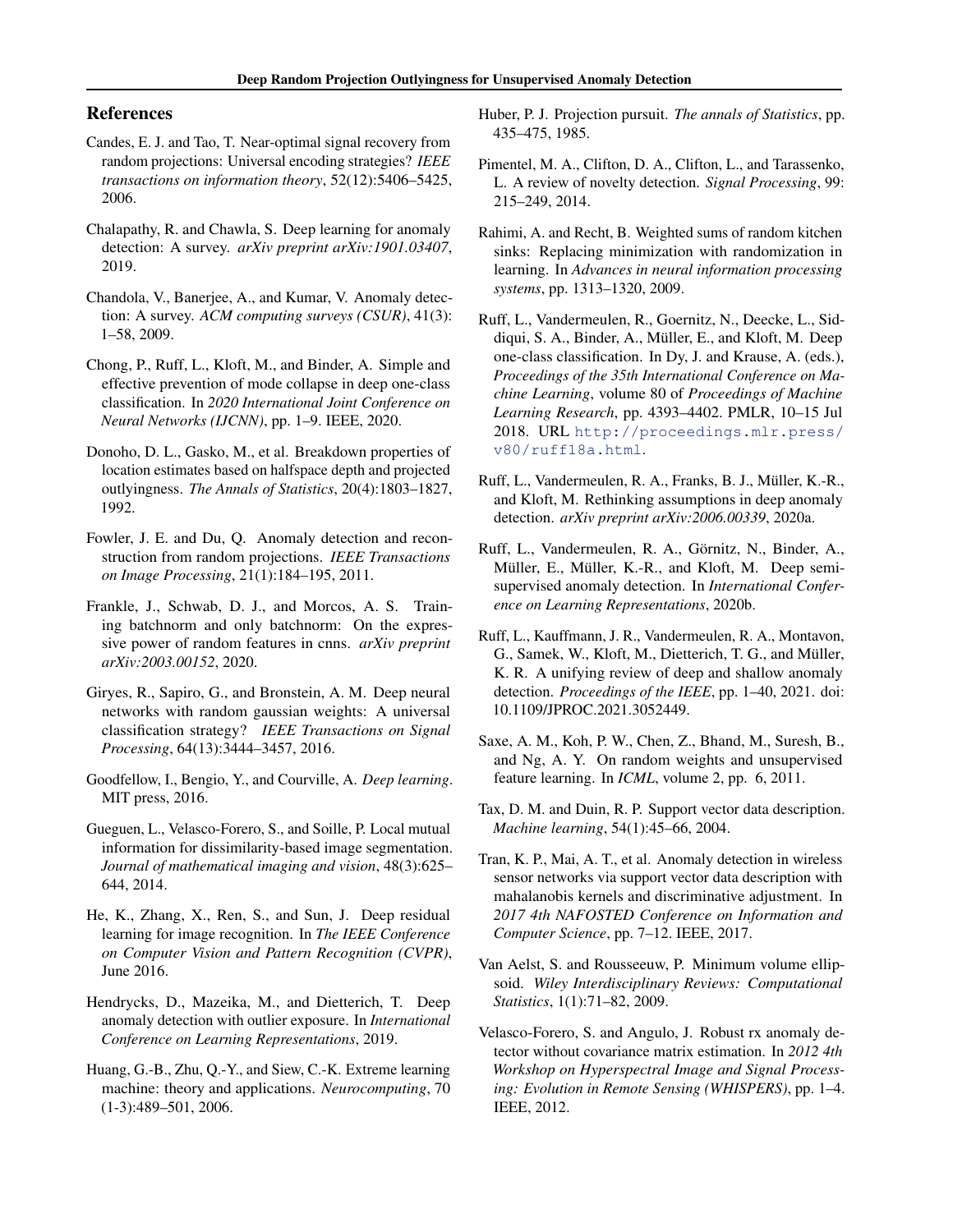## References

Candes, E. J. and Tao, T. Near-optimal signal recovery from random projections: Universal encoding strategies? *IEEE transactions on information theory*, 52(12):5406–5425, 2006.

Chalapathy, R. and Chawla, S. Deep learning for anomaly detection: A survey. *arXiv preprint arXiv:1901.03407*, 2019.

Chandola, V., Banerjee, A., and Kumar, V. Anomaly detection: A survey. *ACM computing surveys (CSUR)*, 41(3): 1–58, 2009.

Chong, P., Ruff, L., Kloft, M., and Binder, A. Simple and effective prevention of mode collapse in deep one-class classification. In *2020 International Joint Conference on Neural Networks (IJCNN)*, pp. 1–9. IEEE, 2020.

Donoho, D. L., Gasko, M., et al. Breakdown properties of location estimates based on halfspace depth and projected outlyingness. *The Annals of Statistics*, 20(4):1803–1827, 1992.

Fowler, J. E. and Du, Q. Anomaly detection and reconstruction from random projections. *IEEE Transactions on Image Processing*, 21(1):184–195, 2011.

Frankle, J., Schwab, D. J., and Morcos, A. S. Training batchnorm and only batchnorm: On the expressive power of random features in cnns. *arXiv preprint arXiv:2003.00152*, 2020.

Giryes, R., Sapiro, G., and Bronstein, A. M. Deep neural networks with random gaussian weights: A universal classification strategy? *IEEE Transactions on Signal Processing*, 64(13):3444–3457, 2016.

Goodfellow, I., Bengio, Y., and Courville, A. *Deep learning*. MIT press, 2016.

Gueguen, L., Velasco-Forero, S., and Soille, P. Local mutual information for dissimilarity-based image segmentation. *Journal of mathematical imaging and vision*, 48(3):625–644, 2014.

He, K., Zhang, X., Ren, S., and Sun, J. Deep residual learning for image recognition. In *The IEEE Conference on Computer Vision and Pattern Recognition (CVPR)*, June 2016.

Hendrycks, D., Mazeika, M., and Dietterich, T. Deep anomaly detection with outlier exposure. In *International Conference on Learning Representations*, 2019.

Huang, G.-B., Zhu, Q.-Y., and Siew, C.-K. Extreme learning machine: theory and applications. *Neurocomputing*, 70 (1-3):489–501, 2006.

Huber, P. J. Projection pursuit. *The annals of Statistics*, pp. 435–475, 1985.

Pimentel, M. A., Clifton, D. A., Clifton, L., and Tarassenko, L. A review of novelty detection. *Signal Processing*, 99: 215–249, 2014.

Rahimi, A. and Recht, B. Weighted sums of random kitchen sinks: Replacing minimization with randomization in learning. In *Advances in neural information processing systems*, pp. 1313–1320, 2009.

Ruff, L., Vandermeulen, R., Goernitz, N., Deecke, L., Siddiqui, S. A., Binder, A., Müller, E., and Kloft, M. Deep one-class classification. In Dy, J. and Krause, A. (eds.), *Proceedings of the 35th International Conference on Machine Learning*, volume 80 of *Proceedings of Machine Learning Research*, pp. 4393–4402. PMLR, 10–15 Jul 2018. URL http://proceedings.mlr.press/v80/ruff18a.html.

Ruff, L., Vandermeulen, R. A., Franks, B. J., Müller, K.-R., and Kloft, M. Rethinking assumptions in deep anomaly detection. *arXiv preprint arXiv:2006.00339*, 2020a.

Ruff, L., Vandermeulen, R. A., Görnitz, N., Binder, A., Müller, E., Müller, K.-R., and Kloft, M. Deep semi-supervised anomaly detection. In *International Conference on Learning Representations*, 2020b.

Ruff, L., Kauffmann, J. R., Vandermeulen, R. A., Montavon, G., Samek, W., Kloft, M., Dietterich, T. G., and Müller, K. R. A unifying review of deep and shallow anomaly detection. *Proceedings of the IEEE*, pp. 1–40, 2021. doi: 10.1109/JPROC.2021.3052449.

Saxe, A. M., Koh, P. W., Chen, Z., Bhand, M., Suresh, B., and Ng, A. Y. On random weights and unsupervised feature learning. In *ICML*, volume 2, pp. 6, 2011.

Tax, D. M. and Duin, R. P. Support vector data description. *Machine learning*, 54(1):45–66, 2004.

Tran, K. P., Mai, A. T., et al. Anomaly detection in wireless sensor networks via support vector data description with mahalanobis kernels and discriminative adjustment. In *2017 4th NAFOSTED Conference on Information and Computer Science*, pp. 7–12. IEEE, 2017.

Van Aelst, S. and Rousseeuw, P. Minimum volume ellipsoid. *Wiley Interdisciplinary Reviews: Computational Statistics*, 1(1):71–82, 2009.

Velasco-Forero, S. and Angulo, J. Robust rx anomaly detector without covariance matrix estimation. In *2012 4th Workshop on Hyperspectral Image and Signal Processing: Evolution in Remote Sensing (WHISPERS)*, pp. 1–4. IEEE, 2012.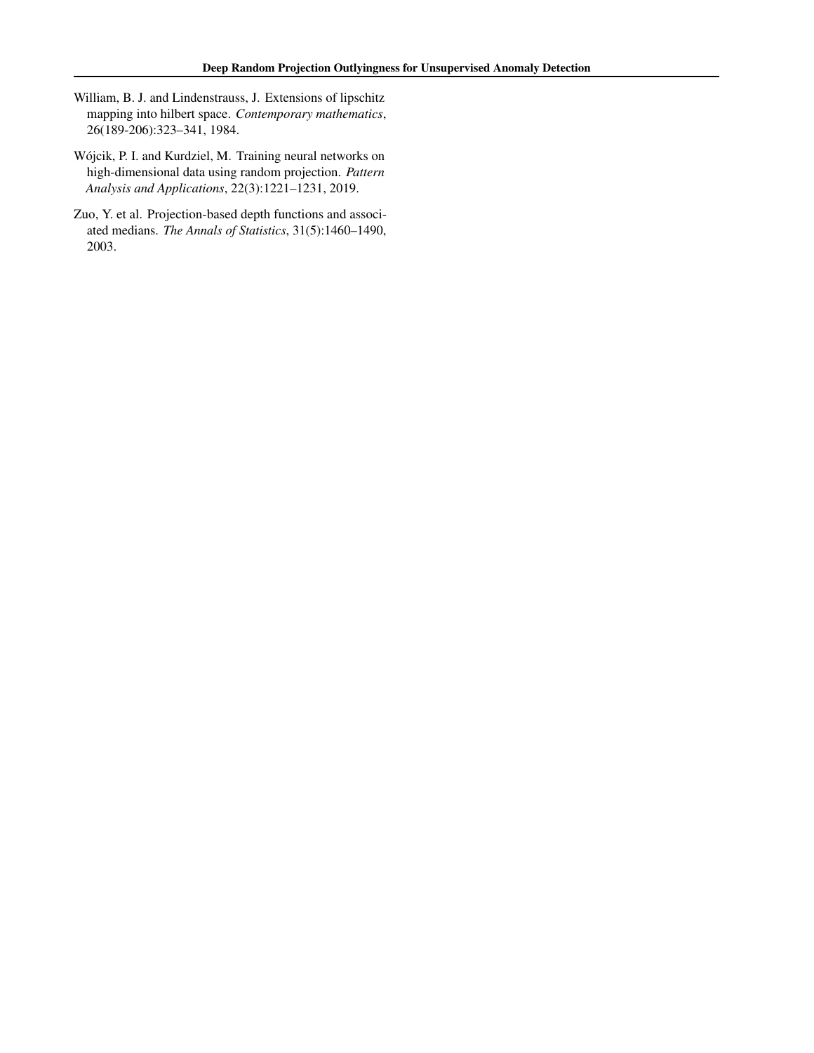William, B. J. and Lindenstrauss, J. Extensions of lipschitz mapping into hilbert space. *Contemporary mathematics*, 26(189-206):323–341, 1984.

Wójcik, P. I. and Kurdziel, M. Training neural networks on high-dimensional data using random projection. *Pattern Analysis and Applications*, 22(3):1221–1231, 2019.

Zuo, Y. et al. Projection-based depth functions and associated medians. *The Annals of Statistics*, 31(5):1460–1490, 2003.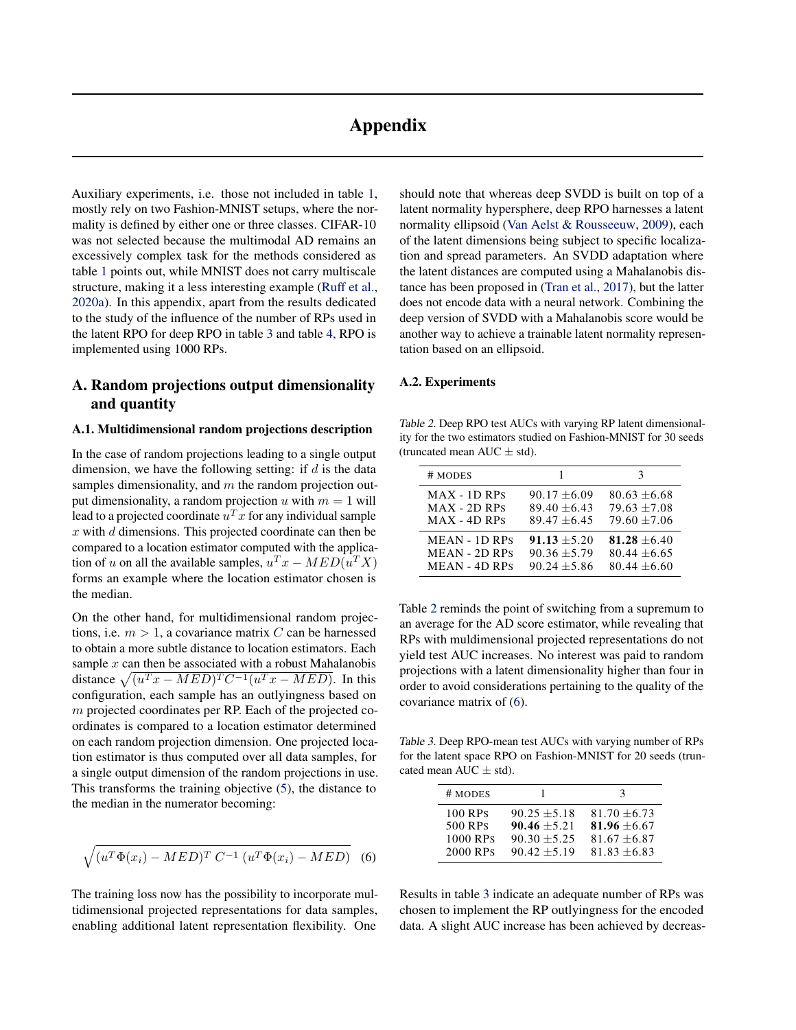# Appendix

Auxiliary experiments, i.e. those not included in table 1, mostly rely on two Fashion-MNIST setups, where the normality is defined by either one or three classes. CIFAR-10 was not selected because the multimodal AD remains an excessively complex task for the methods considered as table 1 points out, while MNIST does not carry multiscale structure, making it a less interesting example (Ruff et al., 2020a). In this appendix, apart from the results dedicated to the study of the influence of the number of RPs used in the latent RPO for deep RPO in table 3 and table 4, RPO is implemented using 1000 RPs.

## A. Random projections output dimensionality and quantity

### A.1. Multidimensional random projections description

In the case of random projections leading to a single output dimension, we have the following setting: if $d$ is the data samples dimensionality, and $m$ the random projection output dimensionality, a random projection $u$ with $m = 1$ will lead to a projected coordinate $u^T x$ for any individual sample $x$ with $d$ dimensions. This projected coordinate can then be compared to a location estimator computed with the application of $u$ on all the available samples, $u^T x - MED(u^T X)$ forms an example where the location estimator chosen is the median.

On the other hand, for multidimensional random projections, i.e. $m > 1$, a covariance matrix $C$ can be harnessed to obtain a more subtle distance to location estimators. Each sample $x$ can then be associated with a robust Mahalanobis distance $\sqrt{(u^T x - MED)^T C^{-1} (u^T x - MED)}$. In this configuration, each sample has an outlyingness based on $m$ projected coordinates per RP. Each of the projected coordinates is compared to a location estimator determined on each random projection dimension. One projected location estimator is thus computed over all data samples, for a single output dimension of the random projections in use. This transforms the training objective (5), the distance to the median in the numerator becoming:

$$\sqrt{(u^T \Phi(x_i) - MED)^T \, C^{-1} \, (u^T \Phi(x_i) - MED)} \quad (6)$$

The training loss now has the possibility to incorporate multidimensional projected representations for data samples, enabling additional latent representation flexibility. One should note that whereas deep SVDD is built on top of a latent normality hypersphere, deep RPO harnesses a latent normality ellipsoid (Van Aelst & Rousseeuw, 2009), each of the latent dimensions being subject to specific localization and spread parameters. An SVDD adaptation where the latent distances are computed using a Mahalanobis distance has been proposed in (Tran et al., 2017), but the latter does not encode data with a neural network. Combining the deep version of SVDD with a Mahalanobis score would be another way to achieve a trainable latent normality representation based on an ellipsoid.

### A.2. Experiments

*Table 2.* Deep RPO test AUCs with varying RP latent dimensionality for the two estimators studied on Fashion-MNIST for 30 seeds (truncated mean AUC ± std).

| # MODES | 1 | 3 |
|---|---|---|
| MAX - 1D RPS | 90.17 ±6.09 | 80.63 ±6.68 |
| MAX - 2D RPS | 89.40 ±6.43 | 79.63 ±7.08 |
| MAX - 4D RPS | 89.47 ±6.45 | 79.60 ±7.06 |
| MEAN - 1D RPS | **91.13** ±5.20 | **81.28** ±6.40 |
| MEAN - 2D RPS | 90.36 ±5.79 | 80.44 ±6.65 |
| MEAN - 4D RPS | 90.24 ±5.86 | 80.44 ±6.60 |

Table 2 reminds the point of switching from a supremum to an average for the AD score estimator, while revealing that RPs with muldimensional projected representations do not yield test AUC increases. No interest was paid to random projections with a latent dimensionality higher than four in order to avoid considerations pertaining to the quality of the covariance matrix of (6).

*Table 3.* Deep RPO-mean test AUCs with varying number of RPs for the latent space RPO on Fashion-MNIST for 20 seeds (truncated mean AUC ± std).

| # MODES | 1 | 3 |
|---|---|---|
| 100 RPS | 90.25 ±5.18 | 81.70 ±6.73 |
| 500 RPS | **90.46** ±5.21 | **81.96** ±6.67 |
| 1000 RPS | 90.30 ±5.25 | 81.67 ±6.87 |
| 2000 RPS | 90.42 ±5.19 | 81.83 ±6.83 |

Results in table 3 indicate an adequate number of RPs was chosen to implement the RP outlyingness for the encoded data. A slight AUC increase has been achieved by decreas-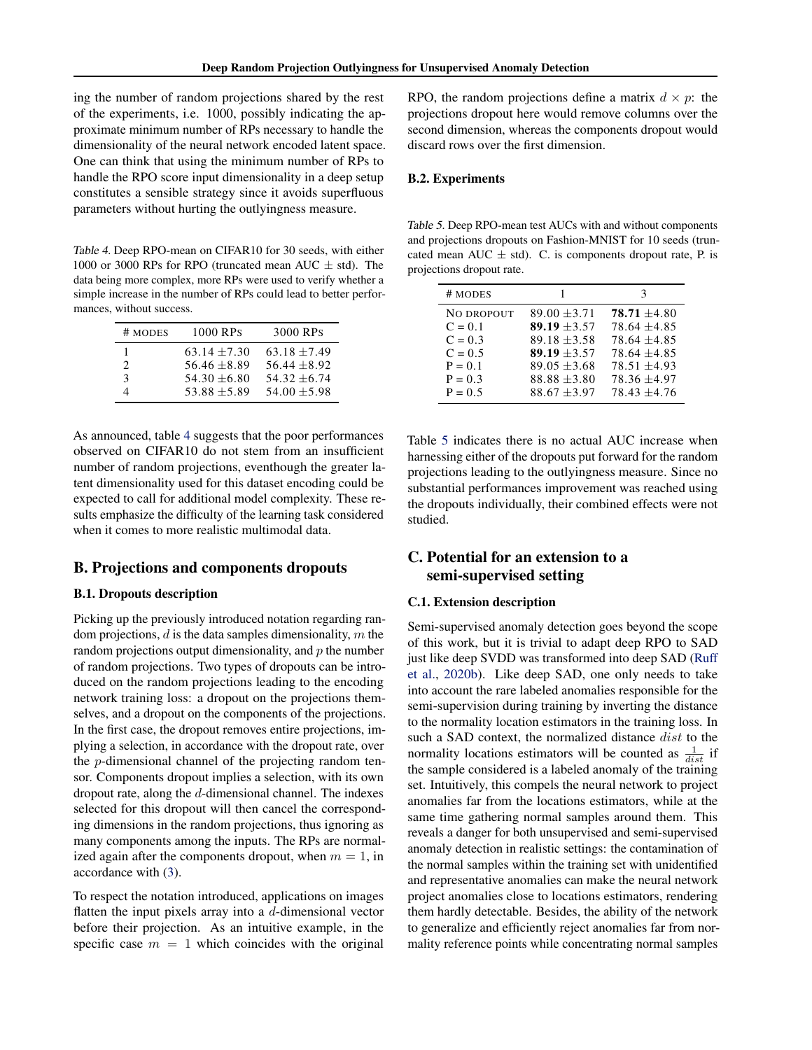ing the number of random projections shared by the rest of the experiments, i.e. 1000, possibly indicating the approximate minimum number of RPs necessary to handle the dimensionality of the neural network encoded latent space. One can think that using the minimum number of RPs to handle the RPO score input dimensionality in a deep setup constitutes a sensible strategy since it avoids superfluous parameters without hurting the outlyingness measure.

Table 4. Deep RPO-mean on CIFAR10 for 30 seeds, with either 1000 or 3000 RPs for RPO (truncated mean AUC $\pm$ std). The data being more complex, more RPs were used to verify whether a simple increase in the number of RPs could lead to better performances, without success.

| # MODES | 1000 RPS | 3000 RPS |
|---|---|---|
| 1 | 63.14 $\pm$7.30 | 63.18 $\pm$7.49 |
| 2 | 56.46 $\pm$8.89 | 56.44 $\pm$8.92 |
| 3 | 54.30 $\pm$6.80 | 54.32 $\pm$6.74 |
| 4 | 53.88 $\pm$5.89 | 54.00 $\pm$5.98 |

As announced, table 4 suggests that the poor performances observed on CIFAR10 do not stem from an insufficient number of random projections, eventhough the greater latent dimensionality used for this dataset encoding could be expected to call for additional model complexity. These results emphasize the difficulty of the learning task considered when it comes to more realistic multimodal data.

## B. Projections and components dropouts

### B.1. Dropouts description

Picking up the previously introduced notation regarding random projections, $d$ is the data samples dimensionality, $m$ the random projections output dimensionality, and $p$ the number of random projections. Two types of dropouts can be introduced on the random projections leading to the encoding network training loss: a dropout on the projections themselves, and a dropout on the components of the projections. In the first case, the dropout removes entire projections, implying a selection, in accordance with the dropout rate, over the $p$-dimensional channel of the projecting random tensor. Components dropout implies a selection, with its own dropout rate, along the $d$-dimensional channel. The indexes selected for this dropout will then cancel the corresponding dimensions in the random projections, thus ignoring as many components among the inputs. The RPs are normalized again after the components dropout, when $m = 1$, in accordance with (3).

To respect the notation introduced, applications on images flatten the input pixels array into a $d$-dimensional vector before their projection. As an intuitive example, in the specific case $m = 1$ which coincides with the original RPO, the random projections define a matrix $d \times p$: the projections dropout here would remove columns over the second dimension, whereas the components dropout would discard rows over the first dimension.

### B.2. Experiments

Table 5. Deep RPO-mean test AUCs with and without components and projections dropouts on Fashion-MNIST for 10 seeds (truncated mean AUC $\pm$ std). C. is components dropout rate, P. is projections dropout rate.

| # MODES | 1 | 3 |
|---|---|---|
| NO DROPOUT | 89.00 $\pm$3.71 | **78.71** $\pm$4.80 |
| C = 0.1 | **89.19** $\pm$3.57 | 78.64 $\pm$4.85 |
| C = 0.3 | 89.18 $\pm$3.58 | 78.64 $\pm$4.85 |
| C = 0.5 | **89.19** $\pm$3.57 | 78.64 $\pm$4.85 |
| P = 0.1 | 89.05 $\pm$3.68 | 78.51 $\pm$4.93 |
| P = 0.3 | 88.88 $\pm$3.80 | 78.36 $\pm$4.97 |
| P = 0.5 | 88.67 $\pm$3.97 | 78.43 $\pm$4.76 |

Table 5 indicates there is no actual AUC increase when harnessing either of the dropouts put forward for the random projections leading to the outlyingness measure. Since no substantial performances improvement was reached using the dropouts individually, their combined effects were not studied.

## C. Potential for an extension to a semi-supervised setting

### C.1. Extension description

Semi-supervised anomaly detection goes beyond the scope of this work, but it is trivial to adapt deep RPO to SAD just like deep SVDD was transformed into deep SAD (Ruff et al., 2020b). Like deep SAD, one only needs to take into account the rare labeled anomalies responsible for the semi-supervision during training by inverting the distance to the normality location estimators in the training loss. In such a SAD context, the normalized distance $dist$ to the normality locations estimators will be counted as $\frac{1}{dist}$ if the sample considered is a labeled anomaly of the training set. Intuitively, this compels the neural network to project anomalies far from the locations estimators, while at the same time gathering normal samples around them. This reveals a danger for both unsupervised and semi-supervised anomaly detection in realistic settings: the contamination of the normal samples within the training set with unidentified and representative anomalies can make the neural network project anomalies close to locations estimators, rendering them hardly detectable. Besides, the ability of the network to generalize and efficiently reject anomalies far from normality reference points while concentrating normal samples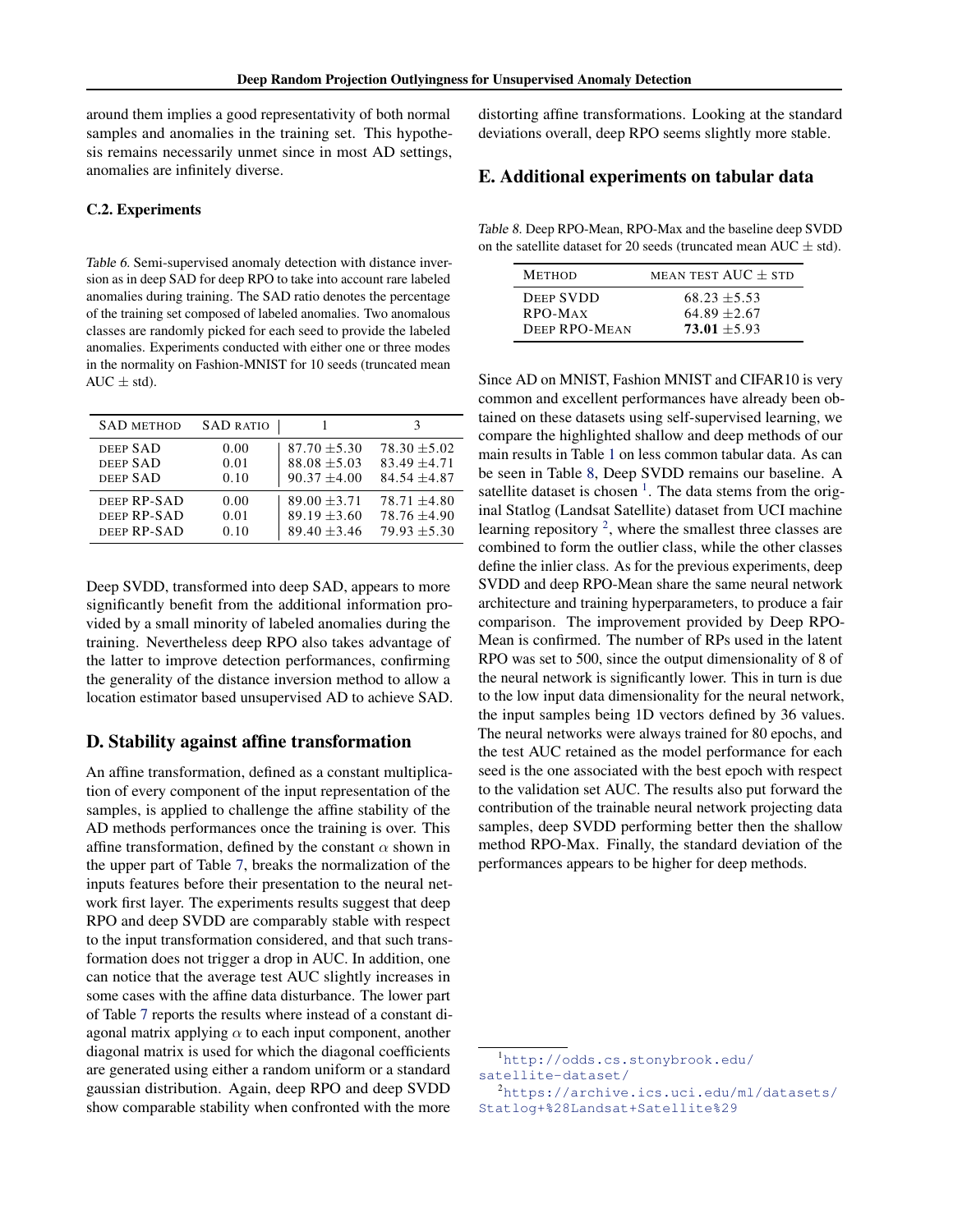around them implies a good representativity of both normal samples and anomalies in the training set. This hypothesis remains necessarily unmet since in most AD settings, anomalies are infinitely diverse.

### C.2. Experiments

*Table 6.* Semi-supervised anomaly detection with distance inversion as in deep SAD for deep RPO to take into account rare labeled anomalies during training. The SAD ratio denotes the percentage of the training set composed of labeled anomalies. Two anomalous classes are randomly picked for each seed to provide the labeled anomalies. Experiments conducted with either one or three modes in the normality on Fashion-MNIST for 10 seeds (truncated mean AUC $\pm$ std).

| SAD METHOD | SAD RATIO | 1 | 3 |
|---|---|---|---|
| DEEP SAD | 0.00 | 87.70 $\pm$5.30 | 78.30 $\pm$5.02 |
| DEEP SAD | 0.01 | 88.08 $\pm$5.03 | 83.49 $\pm$4.71 |
| DEEP SAD | 0.10 | 90.37 $\pm$4.00 | 84.54 $\pm$4.87 |
| DEEP RP-SAD | 0.00 | 89.00 $\pm$3.71 | 78.71 $\pm$4.80 |
| DEEP RP-SAD | 0.01 | 89.19 $\pm$3.60 | 78.76 $\pm$4.90 |
| DEEP RP-SAD | 0.10 | 89.40 $\pm$3.46 | 79.93 $\pm$5.30 |

Deep SVDD, transformed into deep SAD, appears to more significantly benefit from the additional information provided by a small minority of labeled anomalies during the training. Nevertheless deep RPO also takes advantage of the latter to improve detection performances, confirming the generality of the distance inversion method to allow a location estimator based unsupervised AD to achieve SAD.

## D. Stability against affine transformation

An affine transformation, defined as a constant multiplication of every component of the input representation of the samples, is applied to challenge the affine stability of the AD methods performances once the training is over. This affine transformation, defined by the constant $\alpha$ shown in the upper part of Table 7, breaks the normalization of the inputs features before their presentation to the neural network first layer. The experiments results suggest that deep RPO and deep SVDD are comparably stable with respect to the input transformation considered, and that such transformation does not trigger a drop in AUC. In addition, one can notice that the average test AUC slightly increases in some cases with the affine data disturbance. The lower part of Table 7 reports the results where instead of a constant diagonal matrix applying $\alpha$ to each input component, another diagonal matrix is used for which the diagonal coefficients are generated using either a random uniform or a standard gaussian distribution. Again, deep RPO and deep SVDD show comparable stability when confronted with the more distorting affine transformations. Looking at the standard deviations overall, deep RPO seems slightly more stable.

## E. Additional experiments on tabular data

*Table 8.* Deep RPO-Mean, RPO-Max and the baseline deep SVDD on the satellite dataset for 20 seeds (truncated mean AUC $\pm$ std).

| METHOD | MEAN TEST AUC $\pm$ STD |
|---|---|
| DEEP SVDD | 68.23 $\pm$5.53 |
| RPO-MAX | 64.89 $\pm$2.67 |
| DEEP RPO-MEAN | **73.01** $\pm$5.93 |

Since AD on MNIST, Fashion MNIST and CIFAR10 is very common and excellent performances have already been obtained on these datasets using self-supervised learning, we compare the highlighted shallow and deep methods of our main results in Table 1 on less common tabular data. As can be seen in Table 8, Deep SVDD remains our baseline. A satellite dataset is chosen [1]. The data stems from the original Statlog (Landsat Satellite) dataset from UCI machine learning repository [2], where the smallest three classes are combined to form the outlier class, while the other classes define the inlier class. As for the previous experiments, deep SVDD and deep RPO-Mean share the same neural network architecture and training hyperparameters, to produce a fair comparison. The improvement provided by Deep RPO-Mean is confirmed. The number of RPs used in the latent RPO was set to 500, since the output dimensionality of 8 of the neural network is significantly lower. This in turn is due to the low input data dimensionality for the neural network, the input samples being 1D vectors defined by 36 values. The neural networks were always trained for 80 epochs, and the test AUC retained as the model performance for each seed is the one associated with the best epoch with respect to the validation set AUC. The results also put forward the contribution of the trainable neural network projecting data samples, deep SVDD performing better then the shallow method RPO-Max. Finally, the standard deviation of the performances appears to be higher for deep methods.

[1] http://odds.cs.stonybrook.edu/satellite-dataset/

[2] https://archive.ics.uci.edu/ml/datasets/Statlog+%28Landsat+Satellite%29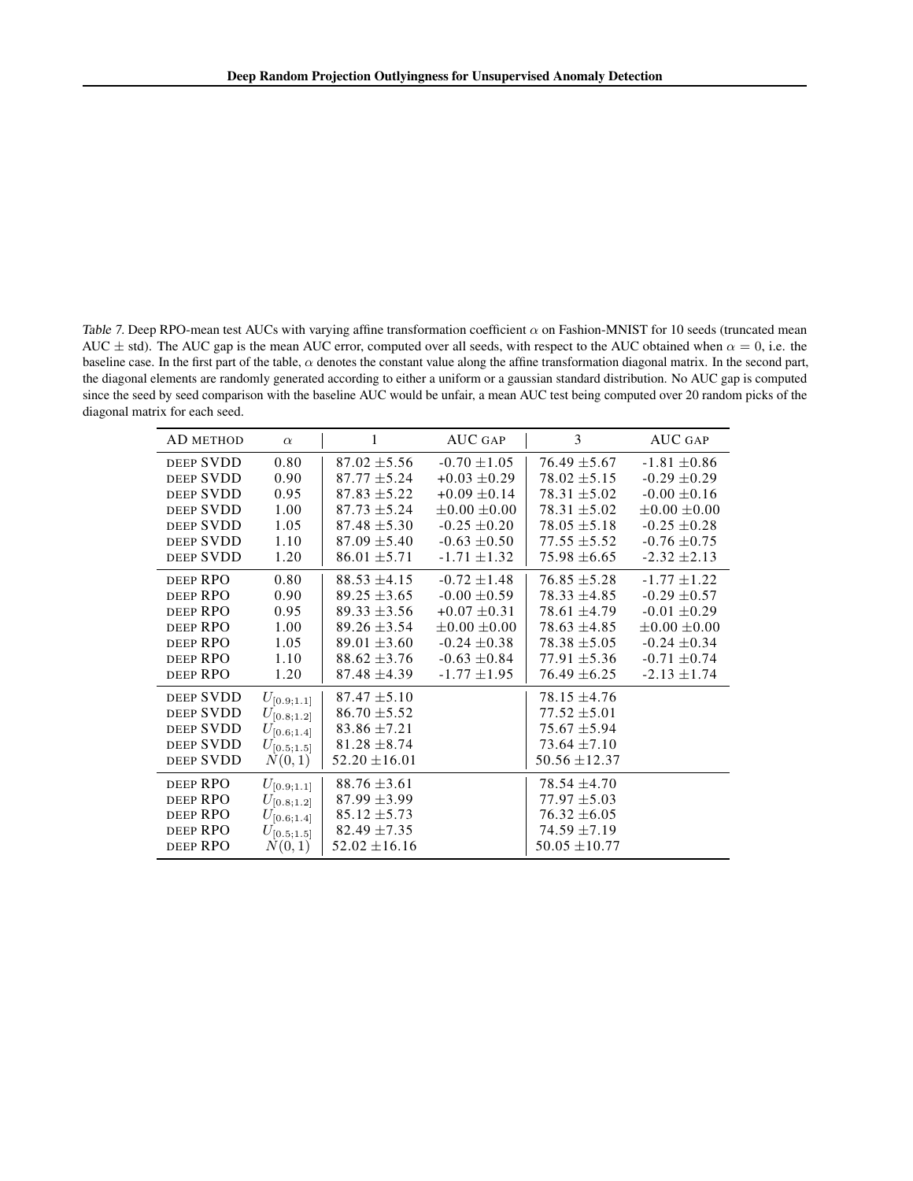Table 7. Deep RPO-mean test AUCs with varying affine transformation coefficient $\alpha$ on Fashion-MNIST for 10 seeds (truncated mean AUC $\pm$ std). The AUC gap is the mean AUC error, computed over all seeds, with respect to the AUC obtained when $\alpha = 0$, i.e. the baseline case. In the first part of the table, $\alpha$ denotes the constant value along the affine transformation diagonal matrix. In the second part, the diagonal elements are randomly generated according to either a uniform or a gaussian standard distribution. No AUC gap is computed since the seed by seed comparison with the baseline AUC would be unfair, a mean AUC test being computed over 20 random picks of the diagonal matrix for each seed.

| AD METHOD | $\alpha$ | 1 | AUC GAP | 3 | AUC GAP |
|---|---|---|---|---|---|
| DEEP SVDD | 0.80 | 87.02 $\pm$5.56 | -0.70 $\pm$1.05 | 76.49 $\pm$5.67 | -1.81 $\pm$0.86 |
| DEEP SVDD | 0.90 | 87.77 $\pm$5.24 | +0.03 $\pm$0.29 | 78.02 $\pm$5.15 | -0.29 $\pm$0.29 |
| DEEP SVDD | 0.95 | 87.83 $\pm$5.22 | +0.09 $\pm$0.14 | 78.31 $\pm$5.02 | -0.00 $\pm$0.16 |
| DEEP SVDD | 1.00 | 87.73 $\pm$5.24 | $\pm$0.00 $\pm$0.00 | 78.31 $\pm$5.02 | $\pm$0.00 $\pm$0.00 |
| DEEP SVDD | 1.05 | 87.48 $\pm$5.30 | -0.25 $\pm$0.20 | 78.05 $\pm$5.18 | -0.25 $\pm$0.28 |
| DEEP SVDD | 1.10 | 87.09 $\pm$5.40 | -0.63 $\pm$0.50 | 77.55 $\pm$5.52 | -0.76 $\pm$0.75 |
| DEEP SVDD | 1.20 | 86.01 $\pm$5.71 | -1.71 $\pm$1.32 | 75.98 $\pm$6.65 | -2.32 $\pm$2.13 |
| DEEP RPO | 0.80 | 88.53 $\pm$4.15 | -0.72 $\pm$1.48 | 76.85 $\pm$5.28 | -1.77 $\pm$1.22 |
| DEEP RPO | 0.90 | 89.25 $\pm$3.65 | -0.00 $\pm$0.59 | 78.33 $\pm$4.85 | -0.29 $\pm$0.57 |
| DEEP RPO | 0.95 | 89.33 $\pm$3.56 | +0.07 $\pm$0.31 | 78.61 $\pm$4.79 | -0.01 $\pm$0.29 |
| DEEP RPO | 1.00 | 89.26 $\pm$3.54 | $\pm$0.00 $\pm$0.00 | 78.63 $\pm$4.85 | $\pm$0.00 $\pm$0.00 |
| DEEP RPO | 1.05 | 89.01 $\pm$3.60 | -0.24 $\pm$0.38 | 78.38 $\pm$5.05 | -0.24 $\pm$0.34 |
| DEEP RPO | 1.10 | 88.62 $\pm$3.76 | -0.63 $\pm$0.84 | 77.91 $\pm$5.36 | -0.71 $\pm$0.74 |
| DEEP RPO | 1.20 | 87.48 $\pm$4.39 | -1.77 $\pm$1.95 | 76.49 $\pm$6.25 | -2.13 $\pm$1.74 |
| DEEP SVDD | $U_{[0.9;1.1]}$ | 87.47 $\pm$5.10 | | 78.15 $\pm$4.76 | |
| DEEP SVDD | $U_{[0.8;1.2]}$ | 86.70 $\pm$5.52 | | 77.52 $\pm$5.01 | |
| DEEP SVDD | $U_{[0.6;1.4]}$ | 83.86 $\pm$7.21 | | 75.67 $\pm$5.94 | |
| DEEP SVDD | $U_{[0.5;1.5]}$ | 81.28 $\pm$8.74 | | 73.64 $\pm$7.10 | |
| DEEP SVDD | $N(0,1)$ | 52.20 $\pm$16.01 | | 50.56 $\pm$12.37 | |
| DEEP RPO | $U_{[0.9;1.1]}$ | 88.76 $\pm$3.61 | | 78.54 $\pm$4.70 | |
| DEEP RPO | $U_{[0.8;1.2]}$ | 87.99 $\pm$3.99 | | 77.97 $\pm$5.03 | |
| DEEP RPO | $U_{[0.6;1.4]}$ | 85.12 $\pm$5.73 | | 76.32 $\pm$6.05 | |
| DEEP RPO | $U_{[0.5;1.5]}$ | 82.49 $\pm$7.35 | | 74.59 $\pm$7.19 | |
| DEEP RPO | $N(0,1)$ | 52.02 $\pm$16.16 | | 50.05 $\pm$10.77 | |